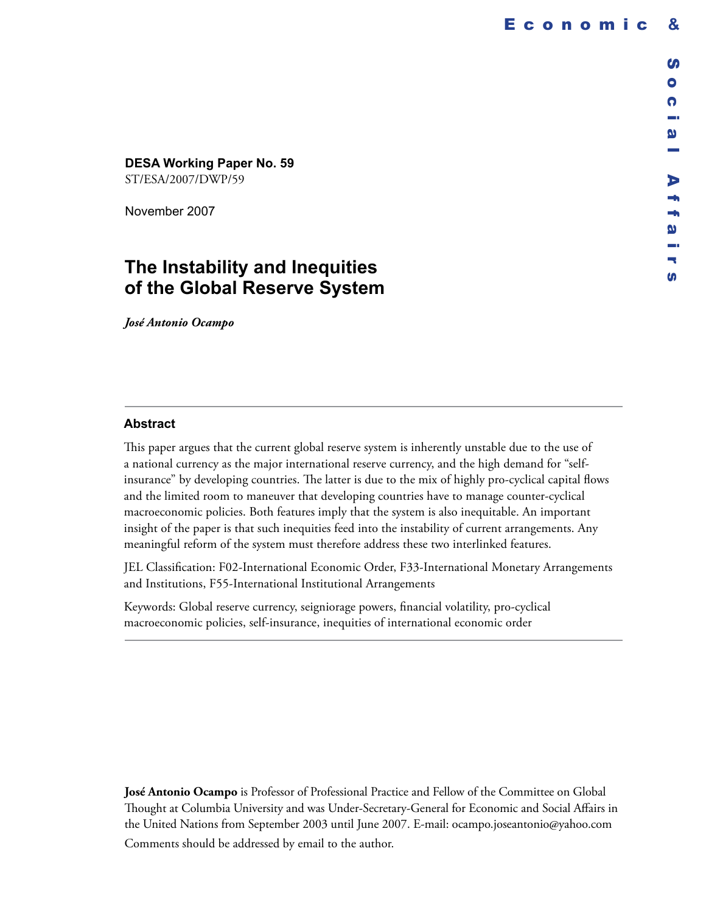**DESA Working Paper No. 59**
ST/ESA/2007/DWP/59

November 2007

# The Instability and Inequities of the Global Reserve System

***José Antonio Ocampo***

## Abstract

This paper argues that the current global reserve system is inherently unstable due to the use of a national currency as the major international reserve currency, and the high demand for "self-insurance" by developing countries. The latter is due to the mix of highly pro-cyclical capital flows and the limited room to maneuver that developing countries have to manage counter-cyclical macroeconomic policies. Both features imply that the system is also inequitable. An important insight of the paper is that such inequities feed into the instability of current arrangements. Any meaningful reform of the system must therefore address these two interlinked features.

JEL Classification: F02-International Economic Order, F33-International Monetary Arrangements and Institutions, F55-International Institutional Arrangements

Keywords: Global reserve currency, seigniorage powers, financial volatility, pro-cyclical macroeconomic policies, self-insurance, inequities of international economic order

**José Antonio Ocampo** is Professor of Professional Practice and Fellow of the Committee on Global Thought at Columbia University and was Under-Secretary-General for Economic and Social Affairs in the United Nations from September 2003 until June 2007. E-mail: ocampo.joseantonio@yahoo.com
Comments should be addressed by email to the author.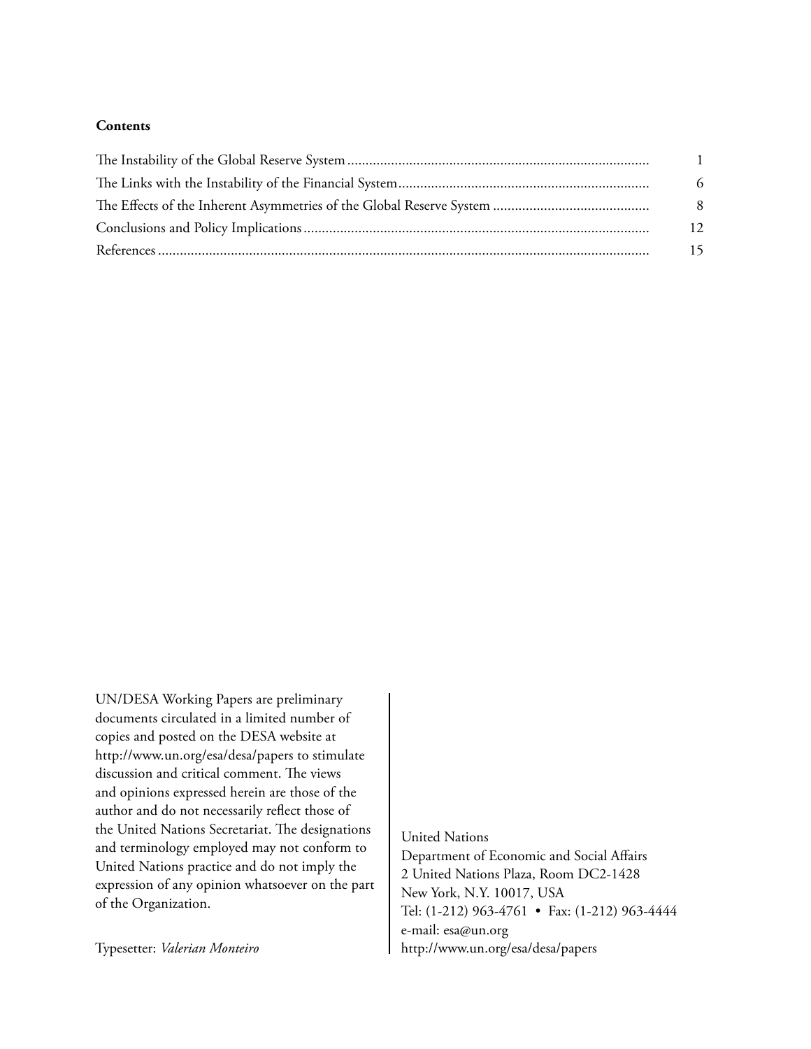**Contents**

| | |
|---|---|
| The Instability of the Global Reserve System | 1 |
| The Links with the Instability of the Financial System | 6 |
| The Effects of the Inherent Asymmetries of the Global Reserve System | 8 |
| Conclusions and Policy Implications | 12 |
| References | 15 |

UN/DESA Working Papers are preliminary documents circulated in a limited number of copies and posted on the DESA website at http://www.un.org/esa/desa/papers to stimulate discussion and critical comment. The views and opinions expressed herein are those of the author and do not necessarily reflect those of the United Nations Secretariat. The designations and terminology employed may not conform to United Nations practice and do not imply the expression of any opinion whatsoever on the part of the Organization.

Typesetter: *Valerian Monteiro*

United Nations
Department of Economic and Social Affairs
2 United Nations Plaza, Room DC2-1428
New York, N.Y. 10017, USA
Tel: (1-212) 963-4761 • Fax: (1-212) 963-4444
e-mail: esa@un.org
http://www.un.org/esa/desa/papers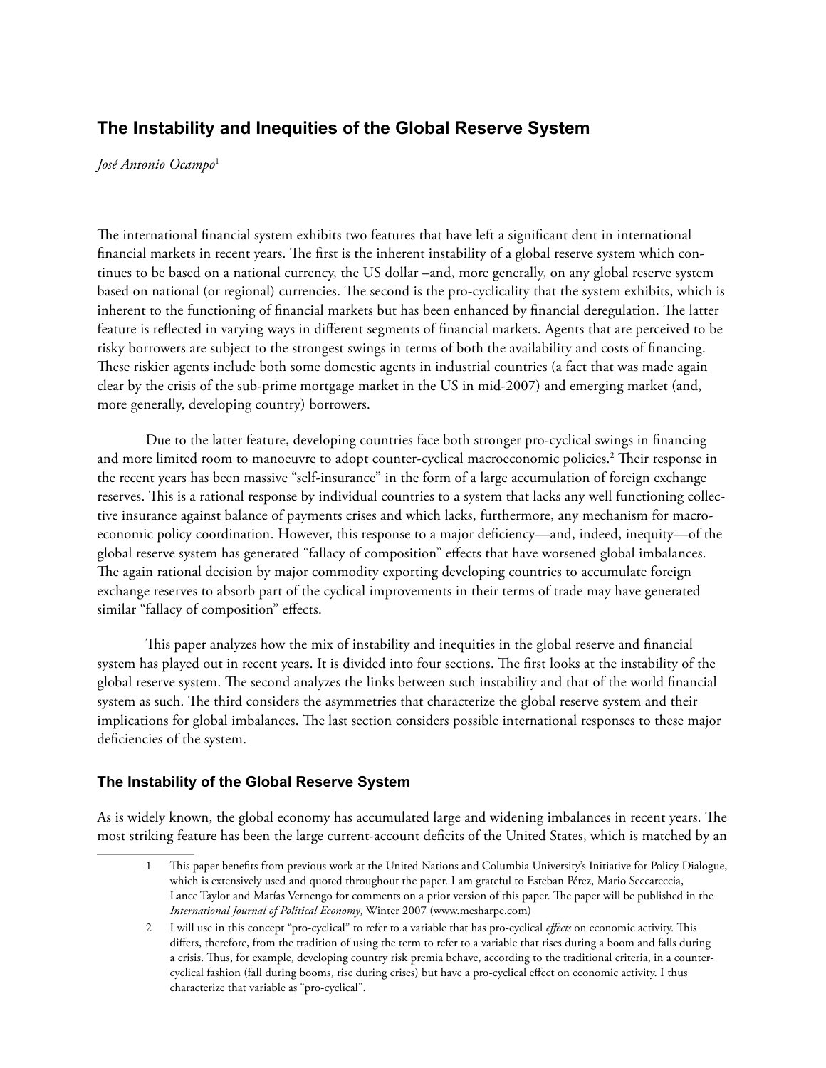# The Instability and Inequities of the Global Reserve System

*José Antonio Ocampo*[1]

The international financial system exhibits two features that have left a significant dent in international financial markets in recent years. The first is the inherent instability of a global reserve system which continues to be based on a national currency, the US dollar –and, more generally, on any global reserve system based on national (or regional) currencies. The second is the pro-cyclicality that the system exhibits, which is inherent to the functioning of financial markets but has been enhanced by financial deregulation. The latter feature is reflected in varying ways in different segments of financial markets. Agents that are perceived to be risky borrowers are subject to the strongest swings in terms of both the availability and costs of financing. These riskier agents include both some domestic agents in industrial countries (a fact that was made again clear by the crisis of the sub-prime mortgage market in the US in mid-2007) and emerging market (and, more generally, developing country) borrowers.

Due to the latter feature, developing countries face both stronger pro-cyclical swings in financing and more limited room to manoeuvre to adopt counter-cyclical macroeconomic policies.[2] Their response in the recent years has been massive "self-insurance" in the form of a large accumulation of foreign exchange reserves. This is a rational response by individual countries to a system that lacks any well functioning collective insurance against balance of payments crises and which lacks, furthermore, any mechanism for macroeconomic policy coordination. However, this response to a major deficiency—and, indeed, inequity—of the global reserve system has generated "fallacy of composition" effects that have worsened global imbalances. The again rational decision by major commodity exporting developing countries to accumulate foreign exchange reserves to absorb part of the cyclical improvements in their terms of trade may have generated similar "fallacy of composition" effects.

This paper analyzes how the mix of instability and inequities in the global reserve and financial system has played out in recent years. It is divided into four sections. The first looks at the instability of the global reserve system. The second analyzes the links between such instability and that of the world financial system as such. The third considers the asymmetries that characterize the global reserve system and their implications for global imbalances. The last section considers possible international responses to these major deficiencies of the system.

## The Instability of the Global Reserve System

As is widely known, the global economy has accumulated large and widening imbalances in recent years. The most striking feature has been the large current-account deficits of the United States, which is matched by an

---

1 This paper benefits from previous work at the United Nations and Columbia University's Initiative for Policy Dialogue, which is extensively used and quoted throughout the paper. I am grateful to Esteban Pérez, Mario Seccareccia, Lance Taylor and Matías Vernengo for comments on a prior version of this paper. The paper will be published in the *International Journal of Political Economy*, Winter 2007 (www.mesharpe.com)

2 I will use in this concept "pro-cyclical" to refer to a variable that has pro-cyclical *effects* on economic activity. This differs, therefore, from the tradition of using the term to refer to a variable that rises during a boom and falls during a crisis. Thus, for example, developing country risk premia behave, according to the traditional criteria, in a counter-cyclical fashion (fall during booms, rise during crises) but have a pro-cyclical effect on economic activity. I thus characterize that variable as "pro-cyclical".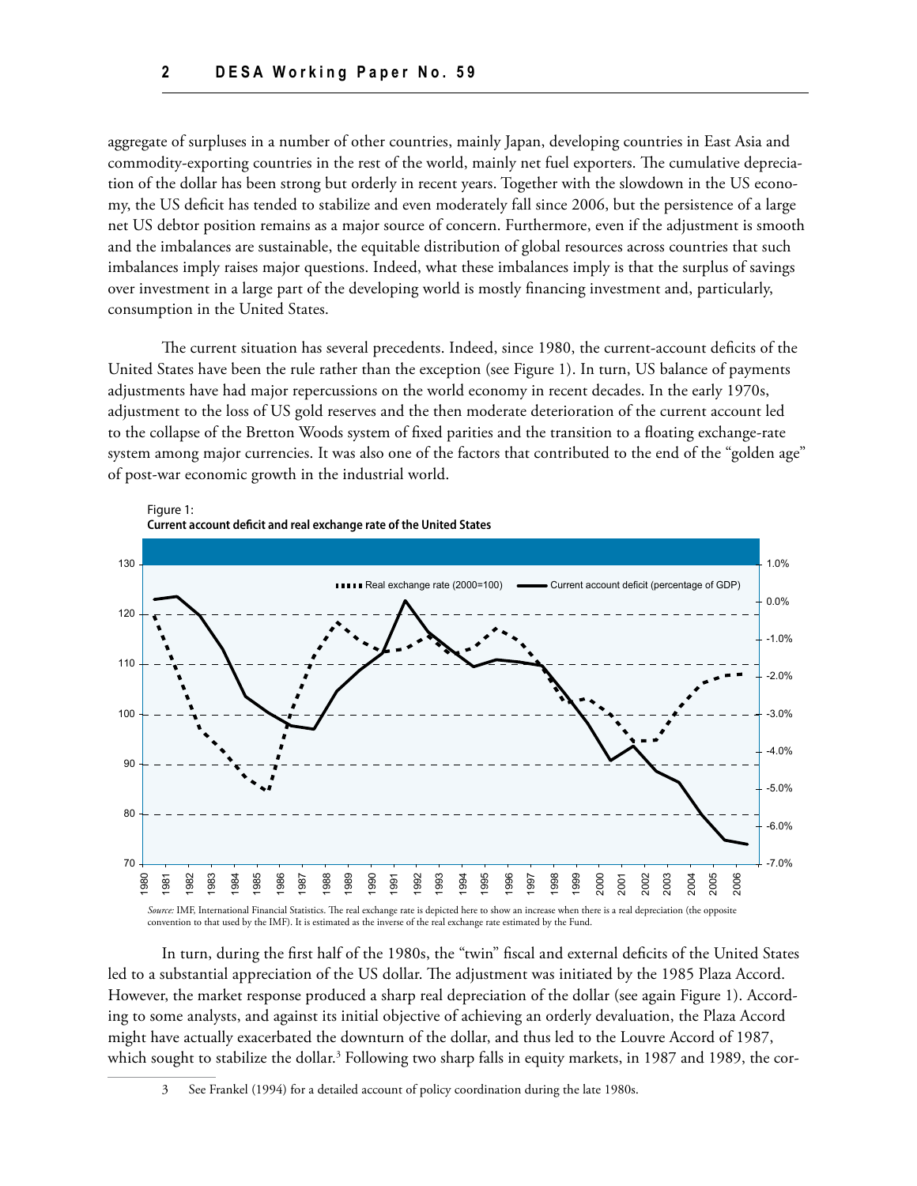aggregate of surpluses in a number of other countries, mainly Japan, developing countries in East Asia and commodity-exporting countries in the rest of the world, mainly net fuel exporters. The cumulative depreciation of the dollar has been strong but orderly in recent years. Together with the slowdown in the US economy, the US deficit has tended to stabilize and even moderately fall since 2006, but the persistence of a large net US debtor position remains as a major source of concern. Furthermore, even if the adjustment is smooth and the imbalances are sustainable, the equitable distribution of global resources across countries that such imbalances imply raises major questions. Indeed, what these imbalances imply is that the surplus of savings over investment in a large part of the developing world is mostly financing investment and, particularly, consumption in the United States.

The current situation has several precedents. Indeed, since 1980, the current-account deficits of the United States have been the rule rather than the exception (see Figure 1). In turn, US balance of payments adjustments have had major repercussions on the world economy in recent decades. In the early 1970s, adjustment to the loss of US gold reserves and the then moderate deterioration of the current account led to the collapse of the Bretton Woods system of fixed parities and the transition to a floating exchange-rate system among major currencies. It was also one of the factors that contributed to the end of the "golden age" of post-war economic growth in the industrial world.

Figure 1:
**Current account deficit and real exchange rate of the United States**

*Source:* IMF, International Financial Statistics. The real exchange rate is depicted here to show an increase when there is a real depreciation (the opposite convention to that used by the IMF). It is estimated as the inverse of the real exchange rate estimated by the Fund.

In turn, during the first half of the 1980s, the "twin" fiscal and external deficits of the United States led to a substantial appreciation of the US dollar. The adjustment was initiated by the 1985 Plaza Accord. However, the market response produced a sharp real depreciation of the dollar (see again Figure 1). According to some analysts, and against its initial objective of achieving an orderly devaluation, the Plaza Accord might have actually exacerbated the downturn of the dollar, and thus led to the Louvre Accord of 1987, which sought to stabilize the dollar.[3] Following two sharp falls in equity markets, in 1987 and 1989, the cor-

3 See Frankel (1994) for a detailed account of policy coordination during the late 1980s.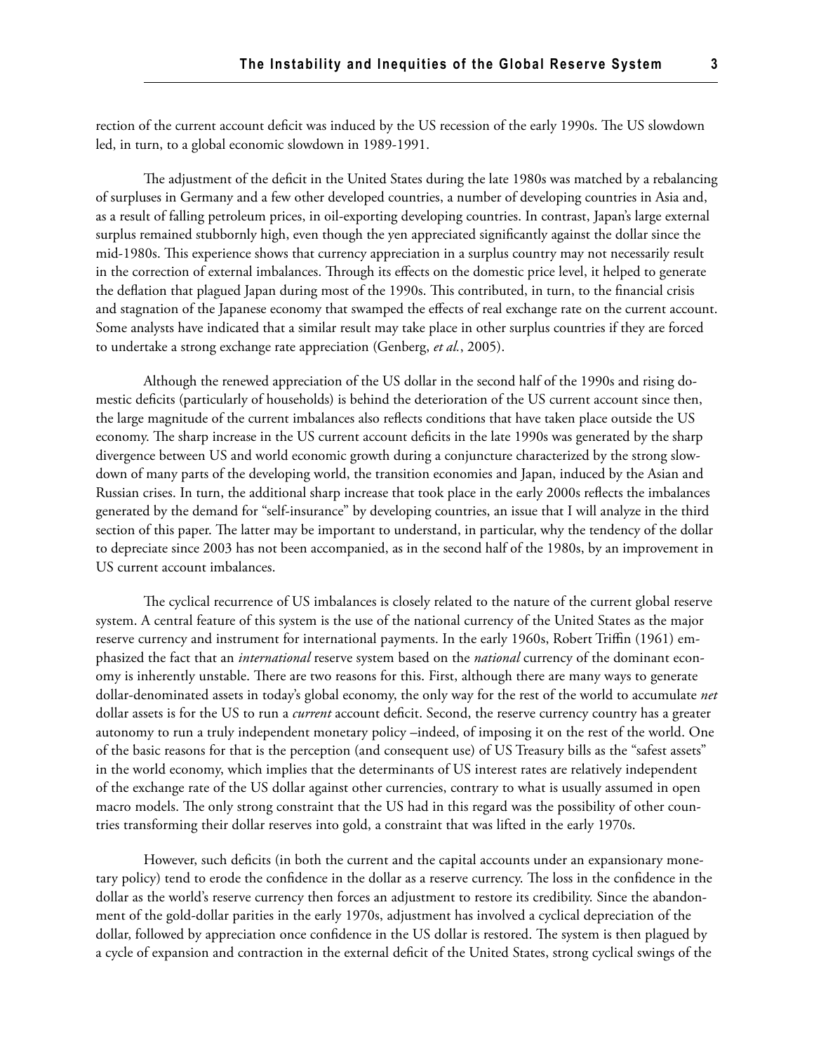rection of the current account deficit was induced by the US recession of the early 1990s. The US slowdown led, in turn, to a global economic slowdown in 1989-1991.

The adjustment of the deficit in the United States during the late 1980s was matched by a rebalancing of surpluses in Germany and a few other developed countries, a number of developing countries in Asia and, as a result of falling petroleum prices, in oil-exporting developing countries. In contrast, Japan's large external surplus remained stubbornly high, even though the yen appreciated significantly against the dollar since the mid-1980s. This experience shows that currency appreciation in a surplus country may not necessarily result in the correction of external imbalances. Through its effects on the domestic price level, it helped to generate the deflation that plagued Japan during most of the 1990s. This contributed, in turn, to the financial crisis and stagnation of the Japanese economy that swamped the effects of real exchange rate on the current account. Some analysts have indicated that a similar result may take place in other surplus countries if they are forced to undertake a strong exchange rate appreciation (Genberg, *et al.*, 2005).

Although the renewed appreciation of the US dollar in the second half of the 1990s and rising domestic deficits (particularly of households) is behind the deterioration of the US current account since then, the large magnitude of the current imbalances also reflects conditions that have taken place outside the US economy. The sharp increase in the US current account deficits in the late 1990s was generated by the sharp divergence between US and world economic growth during a conjuncture characterized by the strong slowdown of many parts of the developing world, the transition economies and Japan, induced by the Asian and Russian crises. In turn, the additional sharp increase that took place in the early 2000s reflects the imbalances generated by the demand for "self-insurance" by developing countries, an issue that I will analyze in the third section of this paper. The latter may be important to understand, in particular, why the tendency of the dollar to depreciate since 2003 has not been accompanied, as in the second half of the 1980s, by an improvement in US current account imbalances.

The cyclical recurrence of US imbalances is closely related to the nature of the current global reserve system. A central feature of this system is the use of the national currency of the United States as the major reserve currency and instrument for international payments. In the early 1960s, Robert Triffin (1961) emphasized the fact that an *international* reserve system based on the *national* currency of the dominant economy is inherently unstable. There are two reasons for this. First, although there are many ways to generate dollar-denominated assets in today's global economy, the only way for the rest of the world to accumulate *net* dollar assets is for the US to run a *current* account deficit. Second, the reserve currency country has a greater autonomy to run a truly independent monetary policy –indeed, of imposing it on the rest of the world. One of the basic reasons for that is the perception (and consequent use) of US Treasury bills as the "safest assets" in the world economy, which implies that the determinants of US interest rates are relatively independent of the exchange rate of the US dollar against other currencies, contrary to what is usually assumed in open macro models. The only strong constraint that the US had in this regard was the possibility of other countries transforming their dollar reserves into gold, a constraint that was lifted in the early 1970s.

However, such deficits (in both the current and the capital accounts under an expansionary monetary policy) tend to erode the confidence in the dollar as a reserve currency. The loss in the confidence in the dollar as the world's reserve currency then forces an adjustment to restore its credibility. Since the abandonment of the gold-dollar parities in the early 1970s, adjustment has involved a cyclical depreciation of the dollar, followed by appreciation once confidence in the US dollar is restored. The system is then plagued by a cycle of expansion and contraction in the external deficit of the United States, strong cyclical swings of the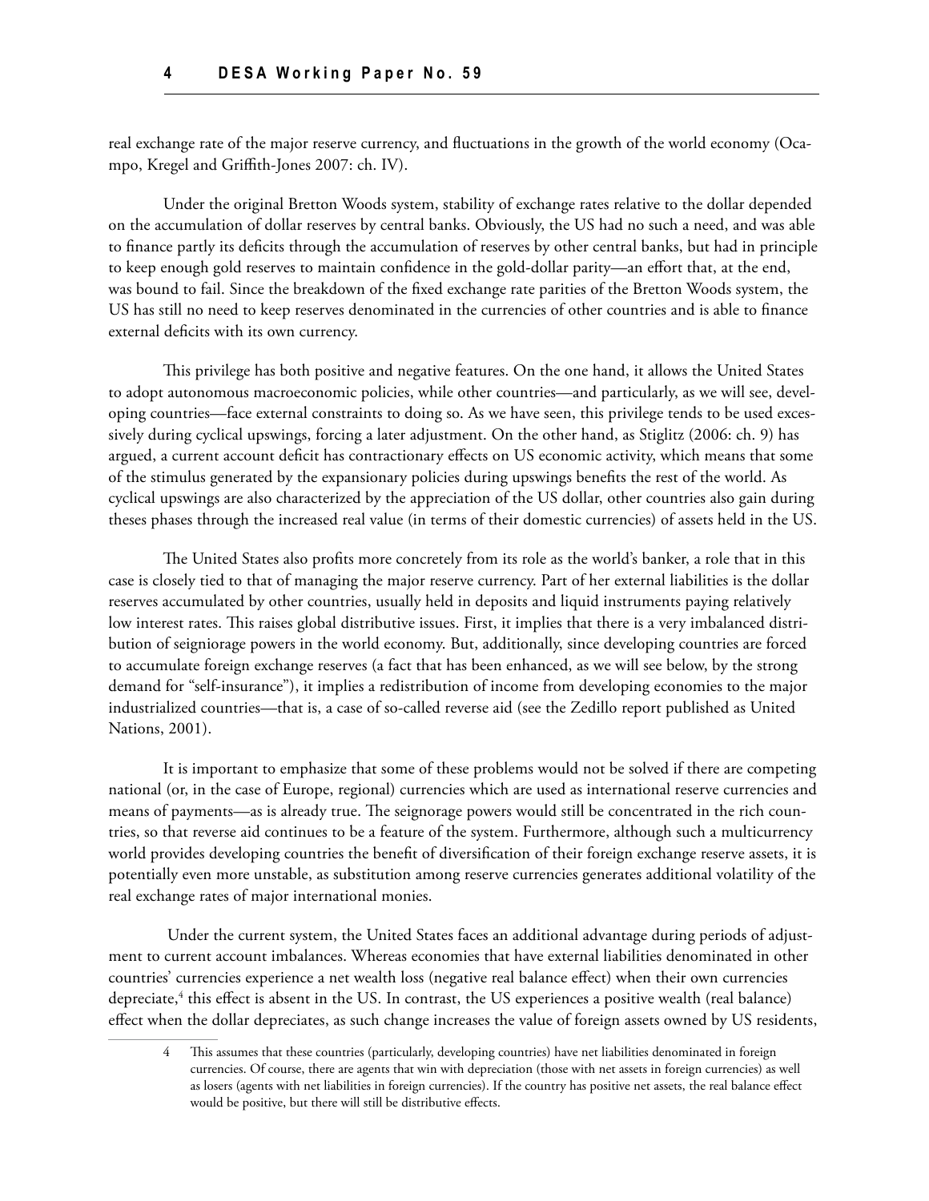real exchange rate of the major reserve currency, and fluctuations in the growth of the world economy (Ocampo, Kregel and Griffith-Jones 2007: ch. IV).

Under the original Bretton Woods system, stability of exchange rates relative to the dollar depended on the accumulation of dollar reserves by central banks. Obviously, the US had no such a need, and was able to finance partly its deficits through the accumulation of reserves by other central banks, but had in principle to keep enough gold reserves to maintain confidence in the gold-dollar parity—an effort that, at the end, was bound to fail. Since the breakdown of the fixed exchange rate parities of the Bretton Woods system, the US has still no need to keep reserves denominated in the currencies of other countries and is able to finance external deficits with its own currency.

This privilege has both positive and negative features. On the one hand, it allows the United States to adopt autonomous macroeconomic policies, while other countries—and particularly, as we will see, developing countries—face external constraints to doing so. As we have seen, this privilege tends to be used excessively during cyclical upswings, forcing a later adjustment. On the other hand, as Stiglitz (2006: ch. 9) has argued, a current account deficit has contractionary effects on US economic activity, which means that some of the stimulus generated by the expansionary policies during upswings benefits the rest of the world. As cyclical upswings are also characterized by the appreciation of the US dollar, other countries also gain during theses phases through the increased real value (in terms of their domestic currencies) of assets held in the US.

The United States also profits more concretely from its role as the world's banker, a role that in this case is closely tied to that of managing the major reserve currency. Part of her external liabilities is the dollar reserves accumulated by other countries, usually held in deposits and liquid instruments paying relatively low interest rates. This raises global distributive issues. First, it implies that there is a very imbalanced distribution of seigniorage powers in the world economy. But, additionally, since developing countries are forced to accumulate foreign exchange reserves (a fact that has been enhanced, as we will see below, by the strong demand for "self-insurance"), it implies a redistribution of income from developing economies to the major industrialized countries—that is, a case of so-called reverse aid (see the Zedillo report published as United Nations, 2001).

It is important to emphasize that some of these problems would not be solved if there are competing national (or, in the case of Europe, regional) currencies which are used as international reserve currencies and means of payments—as is already true. The seignorage powers would still be concentrated in the rich countries, so that reverse aid continues to be a feature of the system. Furthermore, although such a multicurrency world provides developing countries the benefit of diversification of their foreign exchange reserve assets, it is potentially even more unstable, as substitution among reserve currencies generates additional volatility of the real exchange rates of major international monies.

Under the current system, the United States faces an additional advantage during periods of adjustment to current account imbalances. Whereas economies that have external liabilities denominated in other countries' currencies experience a net wealth loss (negative real balance effect) when their own currencies depreciate,[4] this effect is absent in the US. In contrast, the US experiences a positive wealth (real balance) effect when the dollar depreciates, as such change increases the value of foreign assets owned by US residents,

---

4 This assumes that these countries (particularly, developing countries) have net liabilities denominated in foreign currencies. Of course, there are agents that win with depreciation (those with net assets in foreign currencies) as well as losers (agents with net liabilities in foreign currencies). If the country has positive net assets, the real balance effect would be positive, but there will still be distributive effects.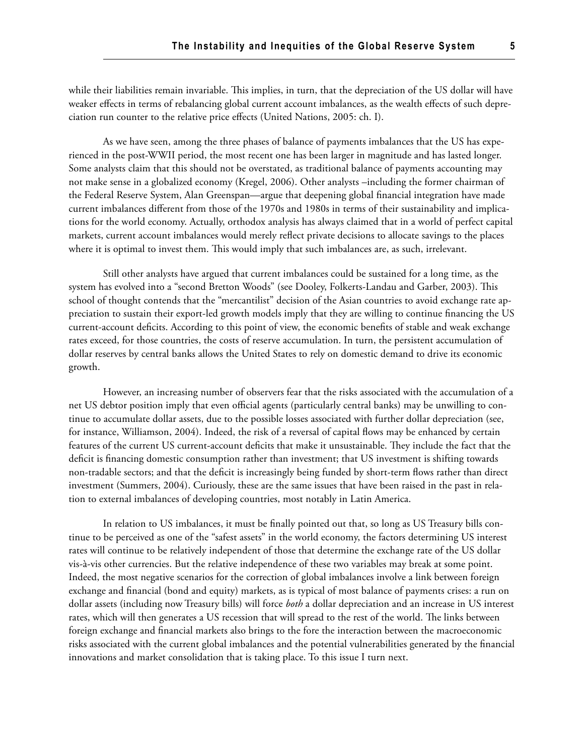while their liabilities remain invariable. This implies, in turn, that the depreciation of the US dollar will have weaker effects in terms of rebalancing global current account imbalances, as the wealth effects of such depreciation run counter to the relative price effects (United Nations, 2005: ch. I).

As we have seen, among the three phases of balance of payments imbalances that the US has experienced in the post-WWII period, the most recent one has been larger in magnitude and has lasted longer. Some analysts claim that this should not be overstated, as traditional balance of payments accounting may not make sense in a globalized economy (Kregel, 2006). Other analysts –including the former chairman of the Federal Reserve System, Alan Greenspan—argue that deepening global financial integration have made current imbalances different from those of the 1970s and 1980s in terms of their sustainability and implications for the world economy. Actually, orthodox analysis has always claimed that in a world of perfect capital markets, current account imbalances would merely reflect private decisions to allocate savings to the places where it is optimal to invest them. This would imply that such imbalances are, as such, irrelevant.

Still other analysts have argued that current imbalances could be sustained for a long time, as the system has evolved into a "second Bretton Woods" (see Dooley, Folkerts-Landau and Garber, 2003). This school of thought contends that the "mercantilist" decision of the Asian countries to avoid exchange rate appreciation to sustain their export-led growth models imply that they are willing to continue financing the US current-account deficits. According to this point of view, the economic benefits of stable and weak exchange rates exceed, for those countries, the costs of reserve accumulation. In turn, the persistent accumulation of dollar reserves by central banks allows the United States to rely on domestic demand to drive its economic growth.

However, an increasing number of observers fear that the risks associated with the accumulation of a net US debtor position imply that even official agents (particularly central banks) may be unwilling to continue to accumulate dollar assets, due to the possible losses associated with further dollar depreciation (see, for instance, Williamson, 2004). Indeed, the risk of a reversal of capital flows may be enhanced by certain features of the current US current-account deficits that make it unsustainable. They include the fact that the deficit is financing domestic consumption rather than investment; that US investment is shifting towards non-tradable sectors; and that the deficit is increasingly being funded by short-term flows rather than direct investment (Summers, 2004). Curiously, these are the same issues that have been raised in the past in relation to external imbalances of developing countries, most notably in Latin America.

In relation to US imbalances, it must be finally pointed out that, so long as US Treasury bills continue to be perceived as one of the "safest assets" in the world economy, the factors determining US interest rates will continue to be relatively independent of those that determine the exchange rate of the US dollar vis-à-vis other currencies. But the relative independence of these two variables may break at some point. Indeed, the most negative scenarios for the correction of global imbalances involve a link between foreign exchange and financial (bond and equity) markets, as is typical of most balance of payments crises: a run on dollar assets (including now Treasury bills) will force *both* a dollar depreciation and an increase in US interest rates, which will then generates a US recession that will spread to the rest of the world. The links between foreign exchange and financial markets also brings to the fore the interaction between the macroeconomic risks associated with the current global imbalances and the potential vulnerabilities generated by the financial innovations and market consolidation that is taking place. To this issue I turn next.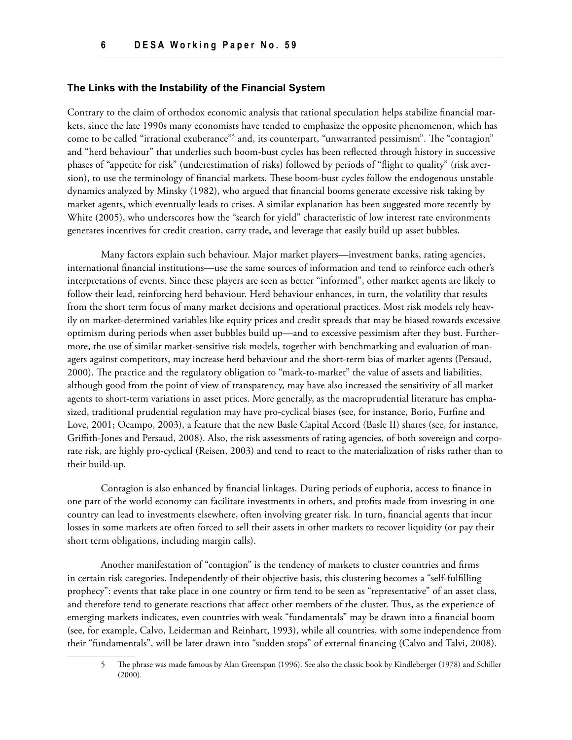### The Links with the Instability of the Financial System

Contrary to the claim of orthodox economic analysis that rational speculation helps stabilize financial markets, since the late 1990s many economists have tended to emphasize the opposite phenomenon, which has come to be called "irrational exuberance"[5] and, its counterpart, "unwarranted pessimism". The "contagion" and "herd behaviour" that underlies such boom-bust cycles has been reflected through history in successive phases of "appetite for risk" (underestimation of risks) followed by periods of "flight to quality" (risk aversion), to use the terminology of financial markets. These boom-bust cycles follow the endogenous unstable dynamics analyzed by Minsky (1982), who argued that financial booms generate excessive risk taking by market agents, which eventually leads to crises. A similar explanation has been suggested more recently by White (2005), who underscores how the "search for yield" characteristic of low interest rate environments generates incentives for credit creation, carry trade, and leverage that easily build up asset bubbles.

Many factors explain such behaviour. Major market players—investment banks, rating agencies, international financial institutions—use the same sources of information and tend to reinforce each other's interpretations of events. Since these players are seen as better "informed", other market agents are likely to follow their lead, reinforcing herd behaviour. Herd behaviour enhances, in turn, the volatility that results from the short term focus of many market decisions and operational practices. Most risk models rely heavily on market-determined variables like equity prices and credit spreads that may be biased towards excessive optimism during periods when asset bubbles build up—and to excessive pessimism after they bust. Furthermore, the use of similar market-sensitive risk models, together with benchmarking and evaluation of managers against competitors, may increase herd behaviour and the short-term bias of market agents (Persaud, 2000). The practice and the regulatory obligation to "mark-to-market" the value of assets and liabilities, although good from the point of view of transparency, may have also increased the sensitivity of all market agents to short-term variations in asset prices. More generally, as the macroprudential literature has emphasized, traditional prudential regulation may have pro-cyclical biases (see, for instance, Borio, Furfine and Love, 2001; Ocampo, 2003), a feature that the new Basle Capital Accord (Basle II) shares (see, for instance, Griffith-Jones and Persaud, 2008). Also, the risk assessments of rating agencies, of both sovereign and corporate risk, are highly pro-cyclical (Reisen, 2003) and tend to react to the materialization of risks rather than to their build-up.

Contagion is also enhanced by financial linkages. During periods of euphoria, access to finance in one part of the world economy can facilitate investments in others, and profits made from investing in one country can lead to investments elsewhere, often involving greater risk. In turn, financial agents that incur losses in some markets are often forced to sell their assets in other markets to recover liquidity (or pay their short term obligations, including margin calls).

Another manifestation of "contagion" is the tendency of markets to cluster countries and firms in certain risk categories. Independently of their objective basis, this clustering becomes a "self-fulfilling prophecy": events that take place in one country or firm tend to be seen as "representative" of an asset class, and therefore tend to generate reactions that affect other members of the cluster. Thus, as the experience of emerging markets indicates, even countries with weak "fundamentals" may be drawn into a financial boom (see, for example, Calvo, Leiderman and Reinhart, 1993), while all countries, with some independence from their "fundamentals", will be later drawn into "sudden stops" of external financing (Calvo and Talvi, 2008).

5 The phrase was made famous by Alan Greenspan (1996). See also the classic book by Kindleberger (1978) and Schiller (2000).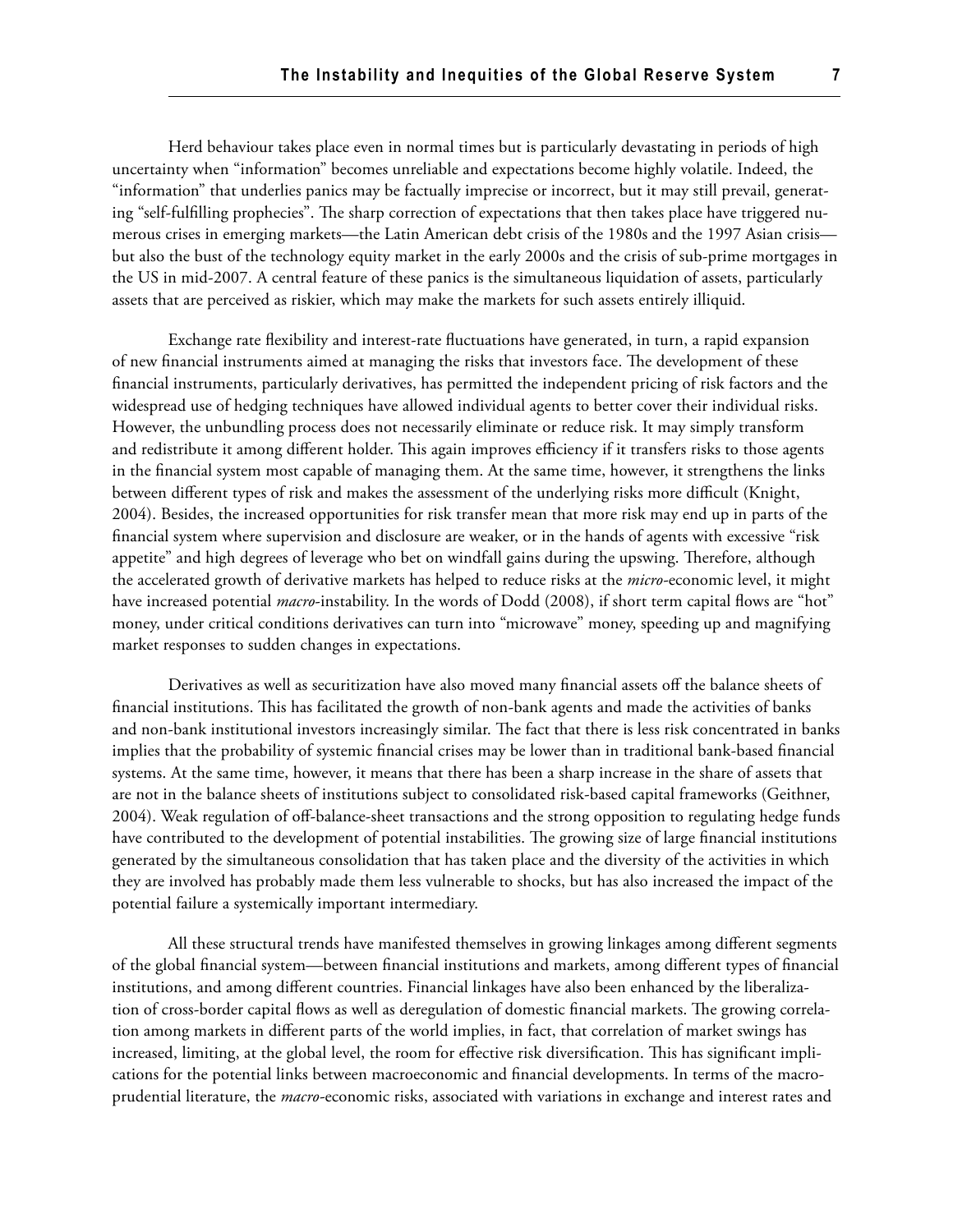Herd behaviour takes place even in normal times but is particularly devastating in periods of high uncertainty when "information" becomes unreliable and expectations become highly volatile. Indeed, the "information" that underlies panics may be factually imprecise or incorrect, but it may still prevail, generating "self-fulfilling prophecies". The sharp correction of expectations that then takes place have triggered numerous crises in emerging markets—the Latin American debt crisis of the 1980s and the 1997 Asian crisis—but also the bust of the technology equity market in the early 2000s and the crisis of sub-prime mortgages in the US in mid-2007. A central feature of these panics is the simultaneous liquidation of assets, particularly assets that are perceived as riskier, which may make the markets for such assets entirely illiquid.

Exchange rate flexibility and interest-rate fluctuations have generated, in turn, a rapid expansion of new financial instruments aimed at managing the risks that investors face. The development of these financial instruments, particularly derivatives, has permitted the independent pricing of risk factors and the widespread use of hedging techniques have allowed individual agents to better cover their individual risks. However, the unbundling process does not necessarily eliminate or reduce risk. It may simply transform and redistribute it among different holder. This again improves efficiency if it transfers risks to those agents in the financial system most capable of managing them. At the same time, however, it strengthens the links between different types of risk and makes the assessment of the underlying risks more difficult (Knight, 2004). Besides, the increased opportunities for risk transfer mean that more risk may end up in parts of the financial system where supervision and disclosure are weaker, or in the hands of agents with excessive "risk appetite" and high degrees of leverage who bet on windfall gains during the upswing. Therefore, although the accelerated growth of derivative markets has helped to reduce risks at the *micro*-economic level, it might have increased potential *macro*-instability. In the words of Dodd (2008), if short term capital flows are "hot" money, under critical conditions derivatives can turn into "microwave" money, speeding up and magnifying market responses to sudden changes in expectations.

Derivatives as well as securitization have also moved many financial assets off the balance sheets of financial institutions. This has facilitated the growth of non-bank agents and made the activities of banks and non-bank institutional investors increasingly similar. The fact that there is less risk concentrated in banks implies that the probability of systemic financial crises may be lower than in traditional bank-based financial systems. At the same time, however, it means that there has been a sharp increase in the share of assets that are not in the balance sheets of institutions subject to consolidated risk-based capital frameworks (Geithner, 2004). Weak regulation of off-balance-sheet transactions and the strong opposition to regulating hedge funds have contributed to the development of potential instabilities. The growing size of large financial institutions generated by the simultaneous consolidation that has taken place and the diversity of the activities in which they are involved has probably made them less vulnerable to shocks, but has also increased the impact of the potential failure a systemically important intermediary.

All these structural trends have manifested themselves in growing linkages among different segments of the global financial system—between financial institutions and markets, among different types of financial institutions, and among different countries. Financial linkages have also been enhanced by the liberalization of cross-border capital flows as well as deregulation of domestic financial markets. The growing correlation among markets in different parts of the world implies, in fact, that correlation of market swings has increased, limiting, at the global level, the room for effective risk diversification. This has significant implications for the potential links between macroeconomic and financial developments. In terms of the macro-prudential literature, the *macro*-economic risks, associated with variations in exchange and interest rates and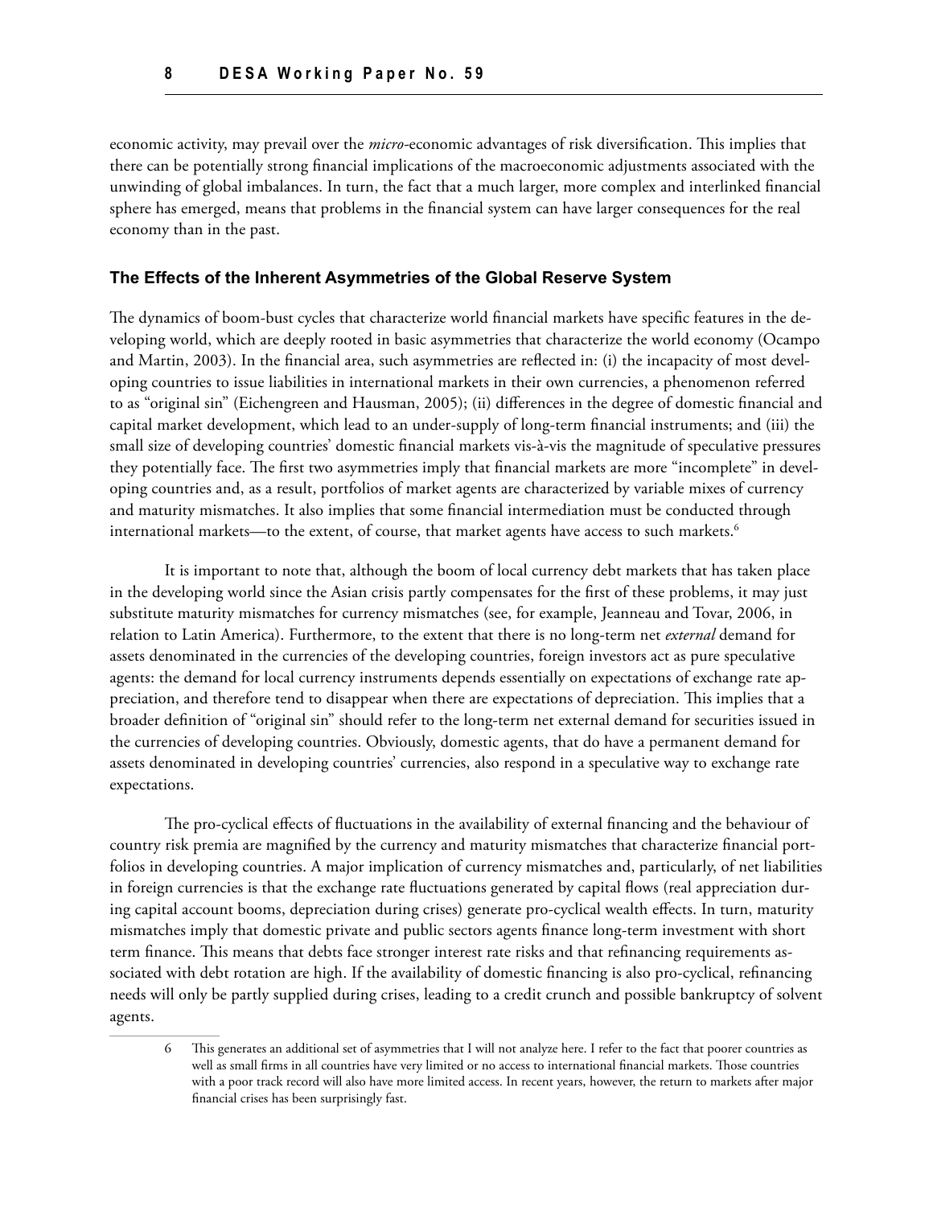economic activity, may prevail over the *micro*-economic advantages of risk diversification. This implies that there can be potentially strong financial implications of the macroeconomic adjustments associated with the unwinding of global imbalances. In turn, the fact that a much larger, more complex and interlinked financial sphere has emerged, means that problems in the financial system can have larger consequences for the real economy than in the past.

### The Effects of the Inherent Asymmetries of the Global Reserve System

The dynamics of boom-bust cycles that characterize world financial markets have specific features in the developing world, which are deeply rooted in basic asymmetries that characterize the world economy (Ocampo and Martin, 2003). In the financial area, such asymmetries are reflected in: (i) the incapacity of most developing countries to issue liabilities in international markets in their own currencies, a phenomenon referred to as "original sin" (Eichengreen and Hausman, 2005); (ii) differences in the degree of domestic financial and capital market development, which lead to an under-supply of long-term financial instruments; and (iii) the small size of developing countries' domestic financial markets vis-à-vis the magnitude of speculative pressures they potentially face. The first two asymmetries imply that financial markets are more "incomplete" in developing countries and, as a result, portfolios of market agents are characterized by variable mixes of currency and maturity mismatches. It also implies that some financial intermediation must be conducted through international markets—to the extent, of course, that market agents have access to such markets.[6]

It is important to note that, although the boom of local currency debt markets that has taken place in the developing world since the Asian crisis partly compensates for the first of these problems, it may just substitute maturity mismatches for currency mismatches (see, for example, Jeanneau and Tovar, 2006, in relation to Latin America). Furthermore, to the extent that there is no long-term net *external* demand for assets denominated in the currencies of the developing countries, foreign investors act as pure speculative agents: the demand for local currency instruments depends essentially on expectations of exchange rate appreciation, and therefore tend to disappear when there are expectations of depreciation. This implies that a broader definition of "original sin" should refer to the long-term net external demand for securities issued in the currencies of developing countries. Obviously, domestic agents, that do have a permanent demand for assets denominated in developing countries' currencies, also respond in a speculative way to exchange rate expectations.

The pro-cyclical effects of fluctuations in the availability of external financing and the behaviour of country risk premia are magnified by the currency and maturity mismatches that characterize financial portfolios in developing countries. A major implication of currency mismatches and, particularly, of net liabilities in foreign currencies is that the exchange rate fluctuations generated by capital flows (real appreciation during capital account booms, depreciation during crises) generate pro-cyclical wealth effects. In turn, maturity mismatches imply that domestic private and public sectors agents finance long-term investment with short term finance. This means that debts face stronger interest rate risks and that refinancing requirements associated with debt rotation are high. If the availability of domestic financing is also pro-cyclical, refinancing needs will only be partly supplied during crises, leading to a credit crunch and possible bankruptcy of solvent agents.

---

6 This generates an additional set of asymmetries that I will not analyze here. I refer to the fact that poorer countries as well as small firms in all countries have very limited or no access to international financial markets. Those countries with a poor track record will also have more limited access. In recent years, however, the return to markets after major financial crises has been surprisingly fast.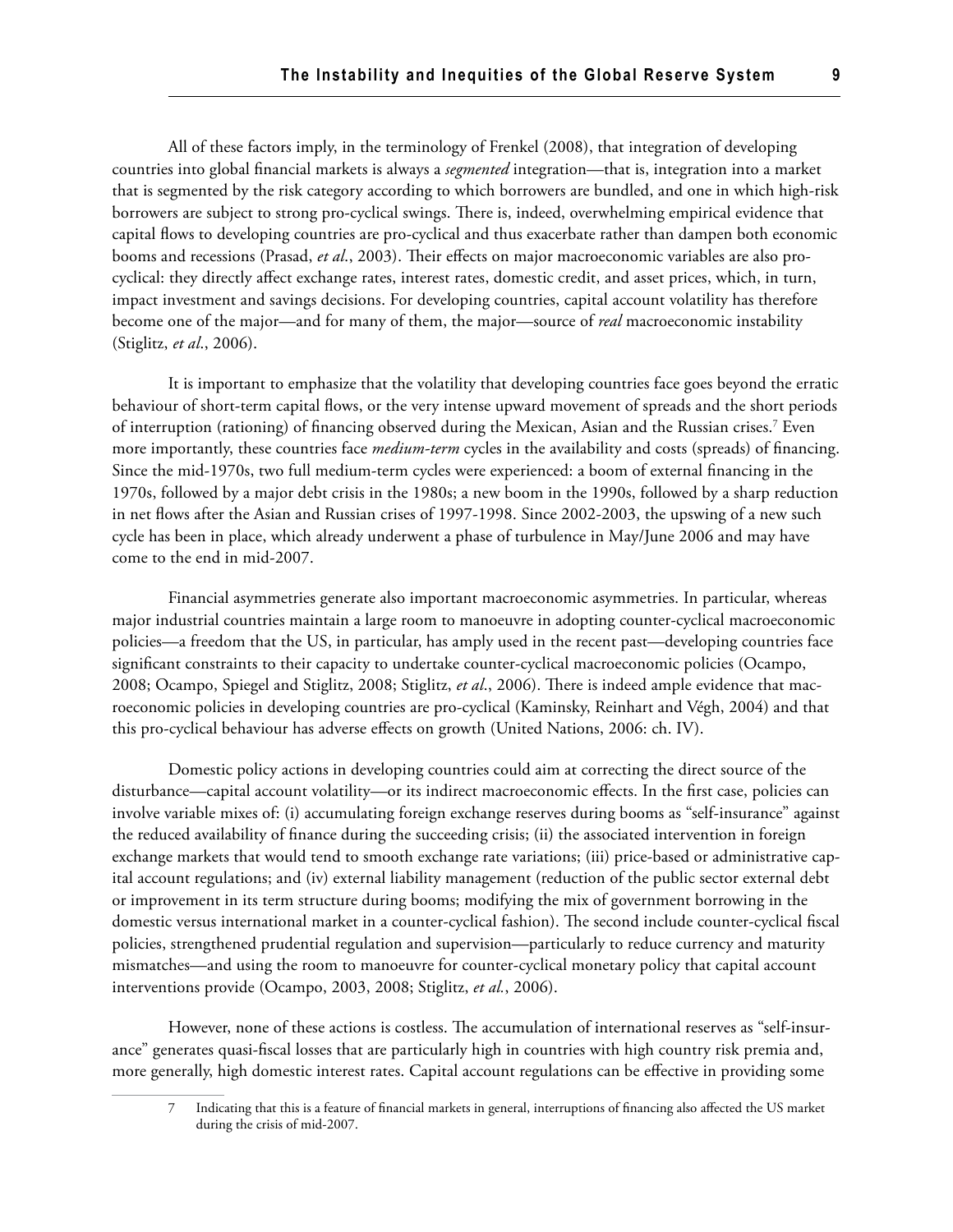All of these factors imply, in the terminology of Frenkel (2008), that integration of developing countries into global financial markets is always a *segmented* integration—that is, integration into a market that is segmented by the risk category according to which borrowers are bundled, and one in which high-risk borrowers are subject to strong pro-cyclical swings. There is, indeed, overwhelming empirical evidence that capital flows to developing countries are pro-cyclical and thus exacerbate rather than dampen both economic booms and recessions (Prasad, *et al*., 2003). Their effects on major macroeconomic variables are also pro-cyclical: they directly affect exchange rates, interest rates, domestic credit, and asset prices, which, in turn, impact investment and savings decisions. For developing countries, capital account volatility has therefore become one of the major—and for many of them, the major—source of *real* macroeconomic instability (Stiglitz, *et al*., 2006).

It is important to emphasize that the volatility that developing countries face goes beyond the erratic behaviour of short-term capital flows, or the very intense upward movement of spreads and the short periods of interruption (rationing) of financing observed during the Mexican, Asian and the Russian crises.[7] Even more importantly, these countries face *medium-term* cycles in the availability and costs (spreads) of financing. Since the mid-1970s, two full medium-term cycles were experienced: a boom of external financing in the 1970s, followed by a major debt crisis in the 1980s; a new boom in the 1990s, followed by a sharp reduction in net flows after the Asian and Russian crises of 1997-1998. Since 2002-2003, the upswing of a new such cycle has been in place, which already underwent a phase of turbulence in May/June 2006 and may have come to the end in mid-2007.

Financial asymmetries generate also important macroeconomic asymmetries. In particular, whereas major industrial countries maintain a large room to manoeuvre in adopting counter-cyclical macroeconomic policies—a freedom that the US, in particular, has amply used in the recent past—developing countries face significant constraints to their capacity to undertake counter-cyclical macroeconomic policies (Ocampo, 2008; Ocampo, Spiegel and Stiglitz, 2008; Stiglitz, *et al*., 2006). There is indeed ample evidence that macroeconomic policies in developing countries are pro-cyclical (Kaminsky, Reinhart and Végh, 2004) and that this pro-cyclical behaviour has adverse effects on growth (United Nations, 2006: ch. IV).

Domestic policy actions in developing countries could aim at correcting the direct source of the disturbance—capital account volatility—or its indirect macroeconomic effects. In the first case, policies can involve variable mixes of: (i) accumulating foreign exchange reserves during booms as "self-insurance" against the reduced availability of finance during the succeeding crisis; (ii) the associated intervention in foreign exchange markets that would tend to smooth exchange rate variations; (iii) price-based or administrative capital account regulations; and (iv) external liability management (reduction of the public sector external debt or improvement in its term structure during booms; modifying the mix of government borrowing in the domestic versus international market in a counter-cyclical fashion). The second include counter-cyclical fiscal policies, strengthened prudential regulation and supervision—particularly to reduce currency and maturity mismatches—and using the room to manoeuvre for counter-cyclical monetary policy that capital account interventions provide (Ocampo, 2003, 2008; Stiglitz, *et al.*, 2006).

However, none of these actions is costless. The accumulation of international reserves as "self-insurance" generates quasi-fiscal losses that are particularly high in countries with high country risk premia and, more generally, high domestic interest rates. Capital account regulations can be effective in providing some

7 Indicating that this is a feature of financial markets in general, interruptions of financing also affected the US market during the crisis of mid-2007.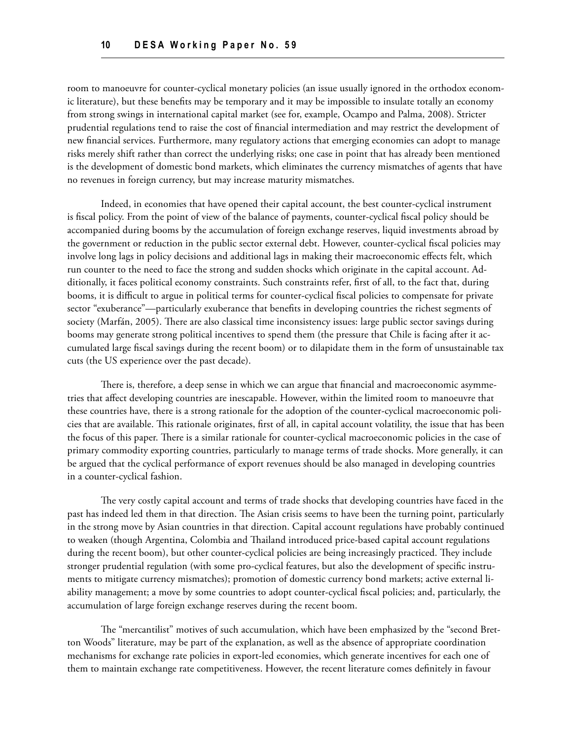room to manoeuvre for counter-cyclical monetary policies (an issue usually ignored in the orthodox economic literature), but these benefits may be temporary and it may be impossible to insulate totally an economy from strong swings in international capital market (see for, example, Ocampo and Palma, 2008). Stricter prudential regulations tend to raise the cost of financial intermediation and may restrict the development of new financial services. Furthermore, many regulatory actions that emerging economies can adopt to manage risks merely shift rather than correct the underlying risks; one case in point that has already been mentioned is the development of domestic bond markets, which eliminates the currency mismatches of agents that have no revenues in foreign currency, but may increase maturity mismatches.

Indeed, in economies that have opened their capital account, the best counter-cyclical instrument is fiscal policy. From the point of view of the balance of payments, counter-cyclical fiscal policy should be accompanied during booms by the accumulation of foreign exchange reserves, liquid investments abroad by the government or reduction in the public sector external debt. However, counter-cyclical fiscal policies may involve long lags in policy decisions and additional lags in making their macroeconomic effects felt, which run counter to the need to face the strong and sudden shocks which originate in the capital account. Additionally, it faces political economy constraints. Such constraints refer, first of all, to the fact that, during booms, it is difficult to argue in political terms for counter-cyclical fiscal policies to compensate for private sector "exuberance"—particularly exuberance that benefits in developing countries the richest segments of society (Marfán, 2005). There are also classical time inconsistency issues: large public sector savings during booms may generate strong political incentives to spend them (the pressure that Chile is facing after it accumulated large fiscal savings during the recent boom) or to dilapidate them in the form of unsustainable tax cuts (the US experience over the past decade).

There is, therefore, a deep sense in which we can argue that financial and macroeconomic asymmetries that affect developing countries are inescapable. However, within the limited room to manoeuvre that these countries have, there is a strong rationale for the adoption of the counter-cyclical macroeconomic policies that are available. This rationale originates, first of all, in capital account volatility, the issue that has been the focus of this paper. There is a similar rationale for counter-cyclical macroeconomic policies in the case of primary commodity exporting countries, particularly to manage terms of trade shocks. More generally, it can be argued that the cyclical performance of export revenues should be also managed in developing countries in a counter-cyclical fashion.

The very costly capital account and terms of trade shocks that developing countries have faced in the past has indeed led them in that direction. The Asian crisis seems to have been the turning point, particularly in the strong move by Asian countries in that direction. Capital account regulations have probably continued to weaken (though Argentina, Colombia and Thailand introduced price-based capital account regulations during the recent boom), but other counter-cyclical policies are being increasingly practiced. They include stronger prudential regulation (with some pro-cyclical features, but also the development of specific instruments to mitigate currency mismatches); promotion of domestic currency bond markets; active external liability management; a move by some countries to adopt counter-cyclical fiscal policies; and, particularly, the accumulation of large foreign exchange reserves during the recent boom.

The "mercantilist" motives of such accumulation, which have been emphasized by the "second Bretton Woods" literature, may be part of the explanation, as well as the absence of appropriate coordination mechanisms for exchange rate policies in export-led economies, which generate incentives for each one of them to maintain exchange rate competitiveness. However, the recent literature comes definitely in favour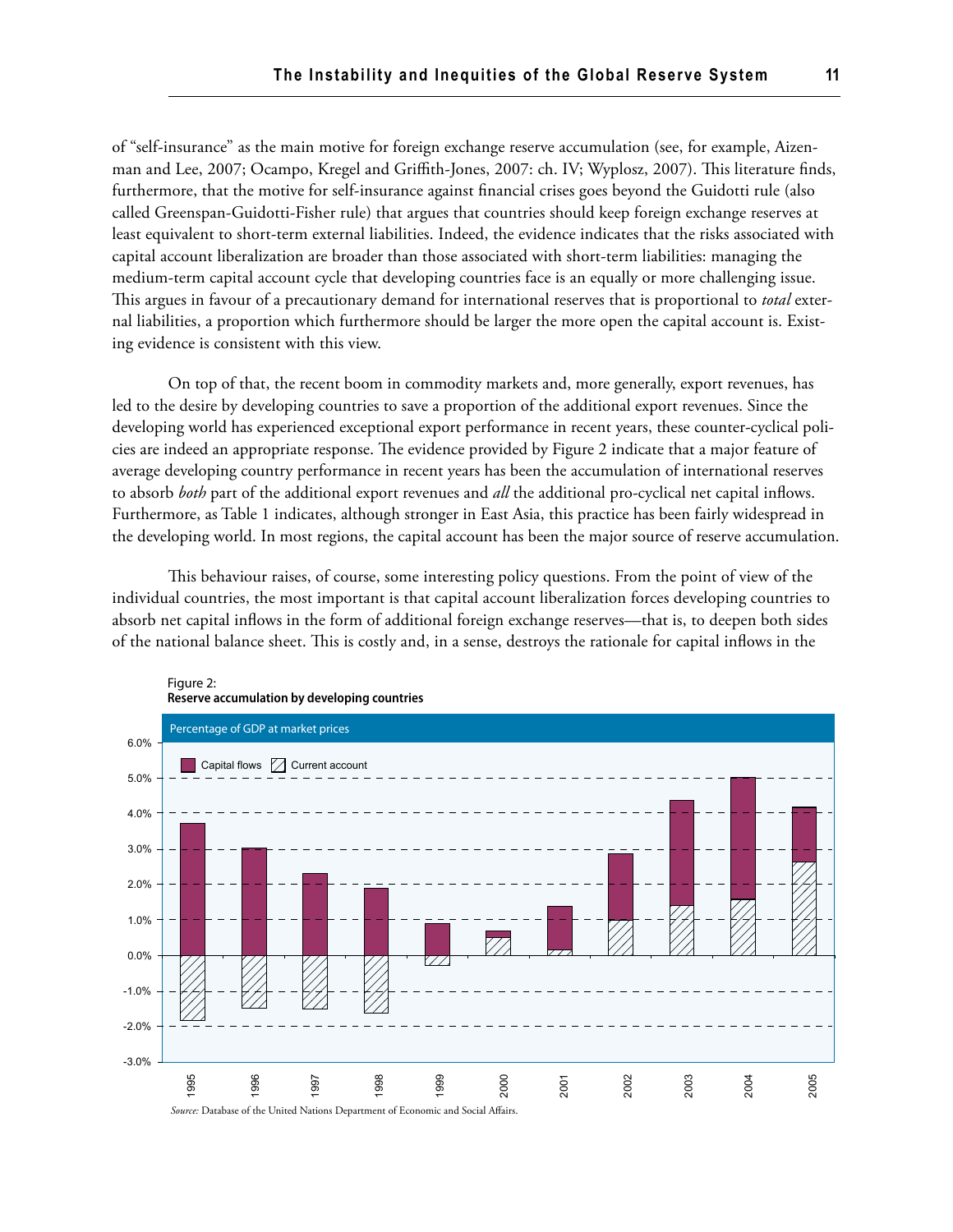of "self-insurance" as the main motive for foreign exchange reserve accumulation (see, for example, Aizenman and Lee, 2007; Ocampo, Kregel and Griffith-Jones, 2007: ch. IV; Wyplosz, 2007). This literature finds, furthermore, that the motive for self-insurance against financial crises goes beyond the Guidotti rule (also called Greenspan-Guidotti-Fisher rule) that argues that countries should keep foreign exchange reserves at least equivalent to short-term external liabilities. Indeed, the evidence indicates that the risks associated with capital account liberalization are broader than those associated with short-term liabilities: managing the medium-term capital account cycle that developing countries face is an equally or more challenging issue. This argues in favour of a precautionary demand for international reserves that is proportional to *total* external liabilities, a proportion which furthermore should be larger the more open the capital account is. Existing evidence is consistent with this view.

On top of that, the recent boom in commodity markets and, more generally, export revenues, has led to the desire by developing countries to save a proportion of the additional export revenues. Since the developing world has experienced exceptional export performance in recent years, these counter-cyclical policies are indeed an appropriate response. The evidence provided by Figure 2 indicate that a major feature of average developing country performance in recent years has been the accumulation of international reserves to absorb *both* part of the additional export revenues and *all* the additional pro-cyclical net capital inflows. Furthermore, as Table 1 indicates, although stronger in East Asia, this practice has been fairly widespread in the developing world. In most regions, the capital account has been the major source of reserve accumulation.

This behaviour raises, of course, some interesting policy questions. From the point of view of the individual countries, the most important is that capital account liberalization forces developing countries to absorb net capital inflows in the form of additional foreign exchange reserves—that is, to deepen both sides of the national balance sheet. This is costly and, in a sense, destroys the rationale for capital inflows in the

Figure 2:
**Reserve accumulation by developing countries**

Percentage of GDP at market prices

*Source:* Database of the United Nations Department of Economic and Social Affairs.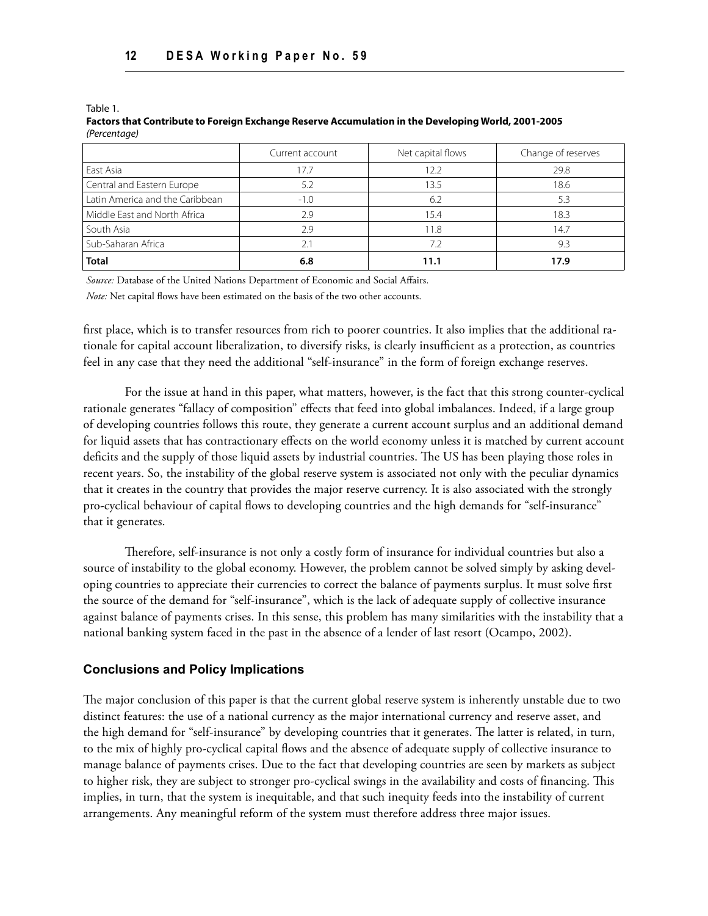Table 1.
**Factors that Contribute to Foreign Exchange Reserve Accumulation in the Developing World, 2001-2005**
*(Percentage)*

| | Current account | Net capital flows | Change of reserves |
|---|---|---|---|
| East Asia | 17.7 | 12.2 | 29.8 |
| Central and Eastern Europe | 5.2 | 13.5 | 18.6 |
| Latin America and the Caribbean | -1.0 | 6.2 | 5.3 |
| Middle East and North Africa | 2.9 | 15.4 | 18.3 |
| South Asia | 2.9 | 11.8 | 14.7 |
| Sub-Saharan Africa | 2.1 | 7.2 | 9.3 |
| **Total** | **6.8** | **11.1** | **17.9** |

*Source:* Database of the United Nations Department of Economic and Social Affairs.

*Note:* Net capital flows have been estimated on the basis of the two other accounts.

first place, which is to transfer resources from rich to poorer countries. It also implies that the additional rationale for capital account liberalization, to diversify risks, is clearly insufficient as a protection, as countries feel in any case that they need the additional "self-insurance" in the form of foreign exchange reserves.

For the issue at hand in this paper, what matters, however, is the fact that this strong counter-cyclical rationale generates "fallacy of composition" effects that feed into global imbalances. Indeed, if a large group of developing countries follows this route, they generate a current account surplus and an additional demand for liquid assets that has contractionary effects on the world economy unless it is matched by current account deficits and the supply of those liquid assets by industrial countries. The US has been playing those roles in recent years. So, the instability of the global reserve system is associated not only with the peculiar dynamics that it creates in the country that provides the major reserve currency. It is also associated with the strongly pro-cyclical behaviour of capital flows to developing countries and the high demands for "self-insurance" that it generates.

Therefore, self-insurance is not only a costly form of insurance for individual countries but also a source of instability to the global economy. However, the problem cannot be solved simply by asking developing countries to appreciate their currencies to correct the balance of payments surplus. It must solve first the source of the demand for "self-insurance", which is the lack of adequate supply of collective insurance against balance of payments crises. In this sense, this problem has many similarities with the instability that a national banking system faced in the past in the absence of a lender of last resort (Ocampo, 2002).

## Conclusions and Policy Implications

The major conclusion of this paper is that the current global reserve system is inherently unstable due to two distinct features: the use of a national currency as the major international currency and reserve asset, and the high demand for "self-insurance" by developing countries that it generates. The latter is related, in turn, to the mix of highly pro-cyclical capital flows and the absence of adequate supply of collective insurance to manage balance of payments crises. Due to the fact that developing countries are seen by markets as subject to higher risk, they are subject to stronger pro-cyclical swings in the availability and costs of financing. This implies, in turn, that the system is inequitable, and that such inequity feeds into the instability of current arrangements. Any meaningful reform of the system must therefore address three major issues.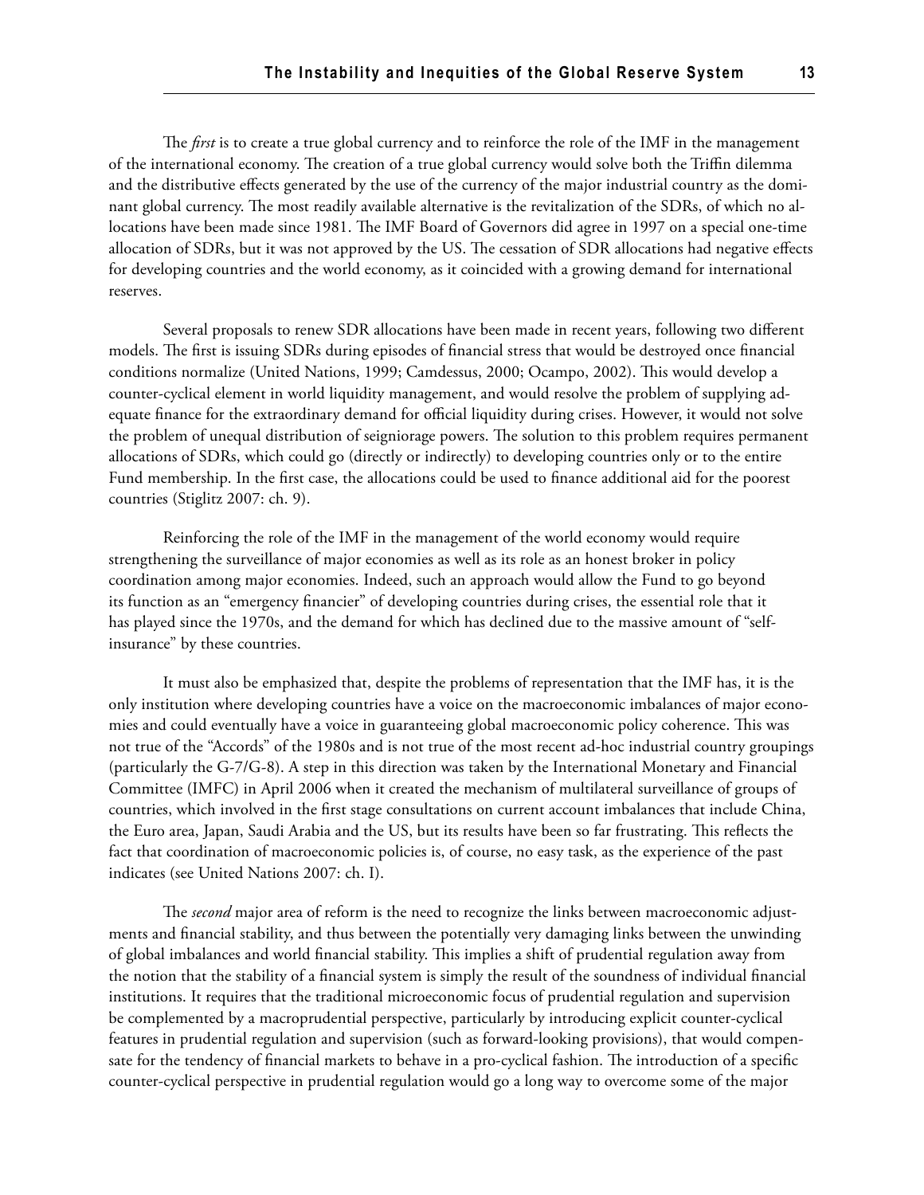The *first* is to create a true global currency and to reinforce the role of the IMF in the management of the international economy. The creation of a true global currency would solve both the Triffin dilemma and the distributive effects generated by the use of the currency of the major industrial country as the dominant global currency. The most readily available alternative is the revitalization of the SDRs, of which no allocations have been made since 1981. The IMF Board of Governors did agree in 1997 on a special one-time allocation of SDRs, but it was not approved by the US. The cessation of SDR allocations had negative effects for developing countries and the world economy, as it coincided with a growing demand for international reserves.

Several proposals to renew SDR allocations have been made in recent years, following two different models. The first is issuing SDRs during episodes of financial stress that would be destroyed once financial conditions normalize (United Nations, 1999; Camdessus, 2000; Ocampo, 2002). This would develop a counter-cyclical element in world liquidity management, and would resolve the problem of supplying adequate finance for the extraordinary demand for official liquidity during crises. However, it would not solve the problem of unequal distribution of seigniorage powers. The solution to this problem requires permanent allocations of SDRs, which could go (directly or indirectly) to developing countries only or to the entire Fund membership. In the first case, the allocations could be used to finance additional aid for the poorest countries (Stiglitz 2007: ch. 9).

Reinforcing the role of the IMF in the management of the world economy would require strengthening the surveillance of major economies as well as its role as an honest broker in policy coordination among major economies. Indeed, such an approach would allow the Fund to go beyond its function as an "emergency financier" of developing countries during crises, the essential role that it has played since the 1970s, and the demand for which has declined due to the massive amount of "self-insurance" by these countries.

It must also be emphasized that, despite the problems of representation that the IMF has, it is the only institution where developing countries have a voice on the macroeconomic imbalances of major economies and could eventually have a voice in guaranteeing global macroeconomic policy coherence. This was not true of the "Accords" of the 1980s and is not true of the most recent ad-hoc industrial country groupings (particularly the G-7/G-8). A step in this direction was taken by the International Monetary and Financial Committee (IMFC) in April 2006 when it created the mechanism of multilateral surveillance of groups of countries, which involved in the first stage consultations on current account imbalances that include China, the Euro area, Japan, Saudi Arabia and the US, but its results have been so far frustrating. This reflects the fact that coordination of macroeconomic policies is, of course, no easy task, as the experience of the past indicates (see United Nations 2007: ch. I).

The *second* major area of reform is the need to recognize the links between macroeconomic adjustments and financial stability, and thus between the potentially very damaging links between the unwinding of global imbalances and world financial stability. This implies a shift of prudential regulation away from the notion that the stability of a financial system is simply the result of the soundness of individual financial institutions. It requires that the traditional microeconomic focus of prudential regulation and supervision be complemented by a macroprudential perspective, particularly by introducing explicit counter-cyclical features in prudential regulation and supervision (such as forward-looking provisions), that would compensate for the tendency of financial markets to behave in a pro-cyclical fashion. The introduction of a specific counter-cyclical perspective in prudential regulation would go a long way to overcome some of the major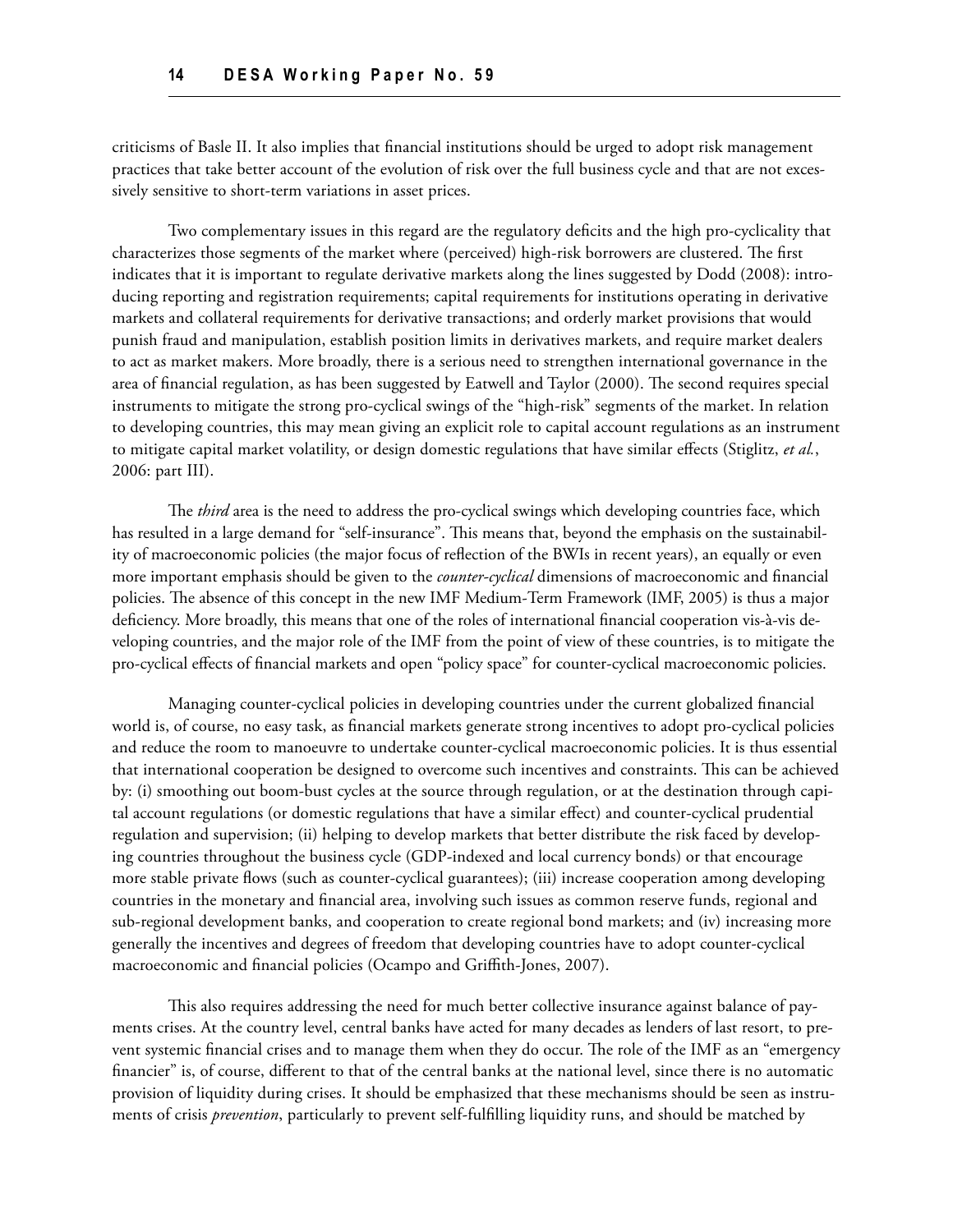criticisms of Basle II. It also implies that financial institutions should be urged to adopt risk management practices that take better account of the evolution of risk over the full business cycle and that are not excessively sensitive to short-term variations in asset prices.

Two complementary issues in this regard are the regulatory deficits and the high pro-cyclicality that characterizes those segments of the market where (perceived) high-risk borrowers are clustered. The first indicates that it is important to regulate derivative markets along the lines suggested by Dodd (2008): introducing reporting and registration requirements; capital requirements for institutions operating in derivative markets and collateral requirements for derivative transactions; and orderly market provisions that would punish fraud and manipulation, establish position limits in derivatives markets, and require market dealers to act as market makers. More broadly, there is a serious need to strengthen international governance in the area of financial regulation, as has been suggested by Eatwell and Taylor (2000). The second requires special instruments to mitigate the strong pro-cyclical swings of the "high-risk" segments of the market. In relation to developing countries, this may mean giving an explicit role to capital account regulations as an instrument to mitigate capital market volatility, or design domestic regulations that have similar effects (Stiglitz, *et al.*, 2006: part III).

The *third* area is the need to address the pro-cyclical swings which developing countries face, which has resulted in a large demand for "self-insurance". This means that, beyond the emphasis on the sustainability of macroeconomic policies (the major focus of reflection of the BWIs in recent years), an equally or even more important emphasis should be given to the *counter-cyclical* dimensions of macroeconomic and financial policies. The absence of this concept in the new IMF Medium-Term Framework (IMF, 2005) is thus a major deficiency. More broadly, this means that one of the roles of international financial cooperation vis-à-vis developing countries, and the major role of the IMF from the point of view of these countries, is to mitigate the pro-cyclical effects of financial markets and open "policy space" for counter-cyclical macroeconomic policies.

Managing counter-cyclical policies in developing countries under the current globalized financial world is, of course, no easy task, as financial markets generate strong incentives to adopt pro-cyclical policies and reduce the room to manoeuvre to undertake counter-cyclical macroeconomic policies. It is thus essential that international cooperation be designed to overcome such incentives and constraints. This can be achieved by: (i) smoothing out boom-bust cycles at the source through regulation, or at the destination through capital account regulations (or domestic regulations that have a similar effect) and counter-cyclical prudential regulation and supervision; (ii) helping to develop markets that better distribute the risk faced by developing countries throughout the business cycle (GDP-indexed and local currency bonds) or that encourage more stable private flows (such as counter-cyclical guarantees); (iii) increase cooperation among developing countries in the monetary and financial area, involving such issues as common reserve funds, regional and sub-regional development banks, and cooperation to create regional bond markets; and (iv) increasing more generally the incentives and degrees of freedom that developing countries have to adopt counter-cyclical macroeconomic and financial policies (Ocampo and Griffith-Jones, 2007).

This also requires addressing the need for much better collective insurance against balance of payments crises. At the country level, central banks have acted for many decades as lenders of last resort, to prevent systemic financial crises and to manage them when they do occur. The role of the IMF as an "emergency financier" is, of course, different to that of the central banks at the national level, since there is no automatic provision of liquidity during crises. It should be emphasized that these mechanisms should be seen as instruments of crisis *prevention*, particularly to prevent self-fulfilling liquidity runs, and should be matched by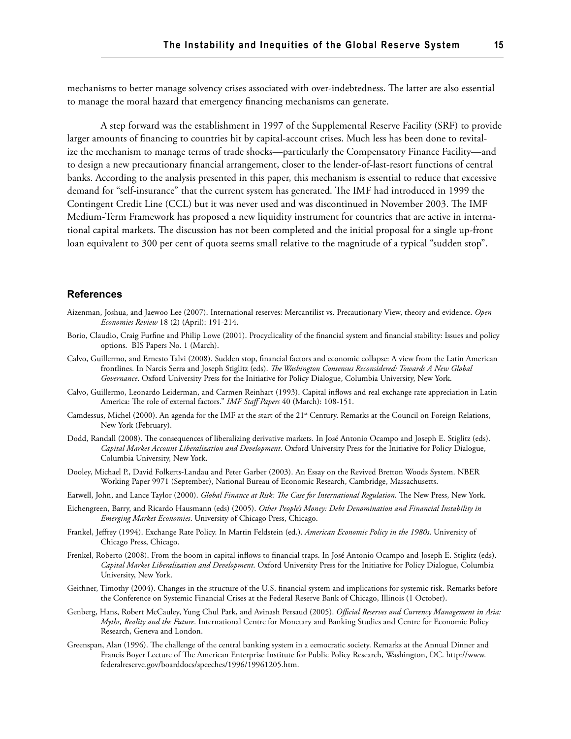mechanisms to better manage solvency crises associated with over-indebtedness. The latter are also essential to manage the moral hazard that emergency financing mechanisms can generate.

A step forward was the establishment in 1997 of the Supplemental Reserve Facility (SRF) to provide larger amounts of financing to countries hit by capital-account crises. Much less has been done to revitalize the mechanism to manage terms of trade shocks—particularly the Compensatory Finance Facility—and to design a new precautionary financial arrangement, closer to the lender-of-last-resort functions of central banks. According to the analysis presented in this paper, this mechanism is essential to reduce that excessive demand for "self-insurance" that the current system has generated. The IMF had introduced in 1999 the Contingent Credit Line (CCL) but it was never used and was discontinued in November 2003. The IMF Medium-Term Framework has proposed a new liquidity instrument for countries that are active in international capital markets. The discussion has not been completed and the initial proposal for a single up-front loan equivalent to 300 per cent of quota seems small relative to the magnitude of a typical "sudden stop".

## References

Aizenman, Joshua, and Jaewoo Lee (2007). International reserves: Mercantilist vs. Precautionary View, theory and evidence. *Open Economies Review* 18 (2) (April): 191-214.

Borio, Claudio, Craig Furfine and Philip Lowe (2001). Procyclicality of the financial system and financial stability: Issues and policy options. BIS Papers No. 1 (March).

Calvo, Guillermo, and Ernesto Talvi (2008). Sudden stop, financial factors and economic collapse: A view from the Latin American frontlines. In Narcis Serra and Joseph Stiglitz (eds). *The Washington Consensus Reconsidered: Towards A New Global Governance*. Oxford University Press for the Initiative for Policy Dialogue, Columbia University, New York.

Calvo, Guillermo, Leonardo Leiderman, and Carmen Reinhart (1993). Capital inflows and real exchange rate appreciation in Latin America: The role of external factors." *IMF Staff Papers* 40 (March): 108-151.

Camdessus, Michel (2000). An agenda for the IMF at the start of the 21st Century. Remarks at the Council on Foreign Relations, New York (February).

Dodd, Randall (2008). The consequences of liberalizing derivative markets. In José Antonio Ocampo and Joseph E. Stiglitz (eds). *Capital Market Account Liberalization and Development*. Oxford University Press for the Initiative for Policy Dialogue, Columbia University, New York.

Dooley, Michael P., David Folkerts-Landau and Peter Garber (2003). An Essay on the Revived Bretton Woods System. NBER Working Paper 9971 (September), National Bureau of Economic Research, Cambridge, Massachusetts.

Eatwell, John, and Lance Taylor (2000). *Global Finance at Risk: The Case for International Regulation*. The New Press, New York.

Eichengreen, Barry, and Ricardo Hausmann (eds) (2005). *Other People's Money: Debt Denomination and Financial Instability in Emerging Market Economies*. University of Chicago Press, Chicago.

Frankel, Jeffrey (1994). Exchange Rate Policy. In Martin Feldstein (ed.). *American Economic Policy in the 1980s*. University of Chicago Press, Chicago.

Frenkel, Roberto (2008). From the boom in capital inflows to financial traps. In José Antonio Ocampo and Joseph E. Stiglitz (eds). *Capital Market Liberalization and Development*. Oxford University Press for the Initiative for Policy Dialogue, Columbia University, New York.

Geithner, Timothy (2004). Changes in the structure of the U.S. financial system and implications for systemic risk. Remarks before the Conference on Systemic Financial Crises at the Federal Reserve Bank of Chicago, Illinois (1 October).

Genberg, Hans, Robert McCauley, Yung Chul Park, and Avinash Persaud (2005). *Official Reserves and Currency Management in Asia: Myths, Reality and the Future*. International Centre for Monetary and Banking Studies and Centre for Economic Policy Research, Geneva and London.

Greenspan, Alan (1996). The challenge of the central banking system in a eemocratic society. Remarks at the Annual Dinner and Francis Boyer Lecture of The American Enterprise Institute for Public Policy Research, Washington, DC. http://www.federalreserve.gov/boarddocs/speeches/1996/19961205.htm.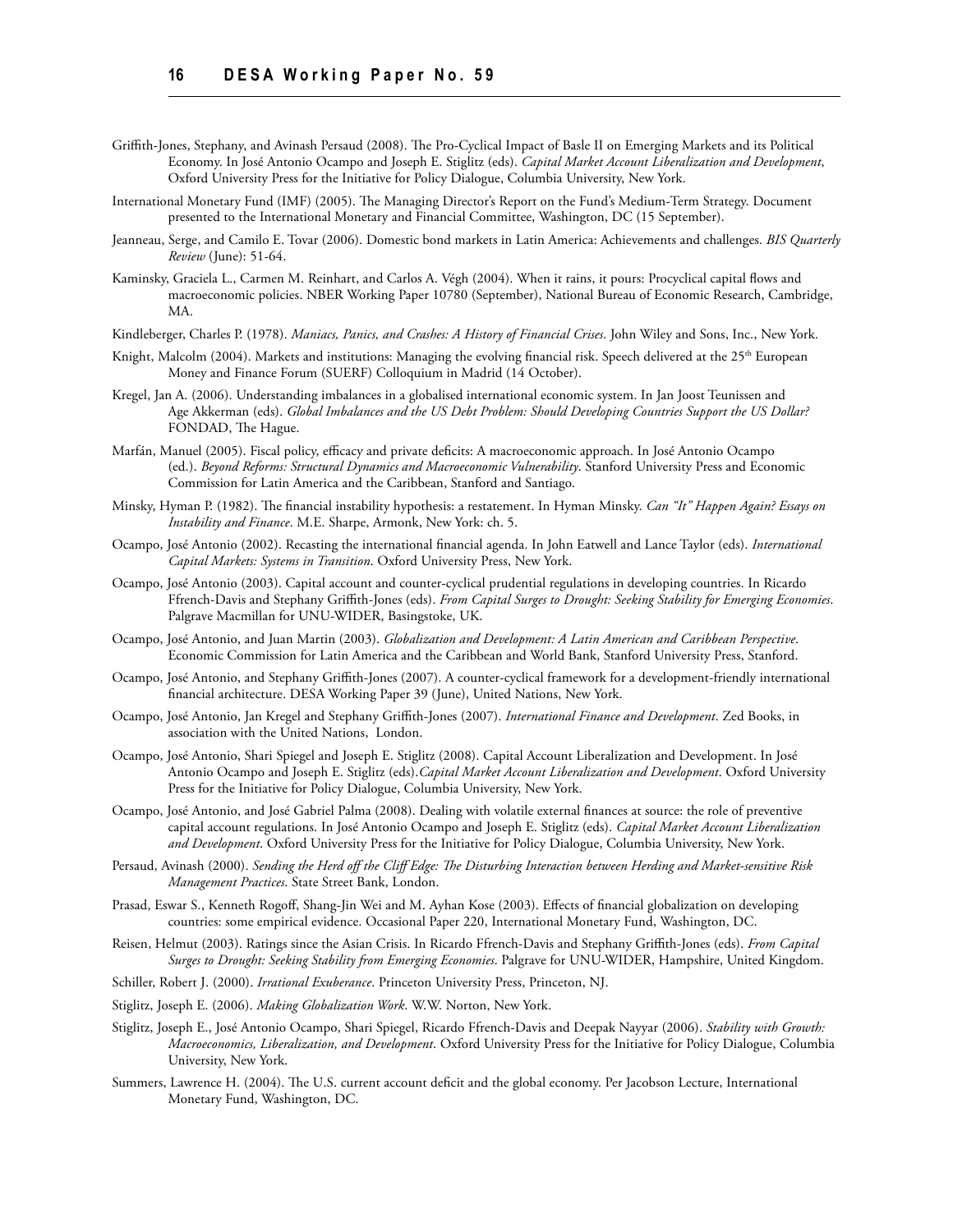Griffith-Jones, Stephany, and Avinash Persaud (2008). The Pro-Cyclical Impact of Basle II on Emerging Markets and its Political Economy. In José Antonio Ocampo and Joseph E. Stiglitz (eds). *Capital Market Account Liberalization and Development*, Oxford University Press for the Initiative for Policy Dialogue, Columbia University, New York.

International Monetary Fund (IMF) (2005). The Managing Director's Report on the Fund's Medium-Term Strategy. Document presented to the International Monetary and Financial Committee, Washington, DC (15 September).

Jeanneau, Serge, and Camilo E. Tovar (2006). Domestic bond markets in Latin America: Achievements and challenges. *BIS Quarterly Review* (June): 51-64.

Kaminsky, Graciela L., Carmen M. Reinhart, and Carlos A. Végh (2004). When it rains, it pours: Procyclical capital flows and macroeconomic policies. NBER Working Paper 10780 (September), National Bureau of Economic Research, Cambridge, MA.

Kindleberger, Charles P. (1978). *Maniacs, Panics, and Crashes: A History of Financial Crises*. John Wiley and Sons, Inc., New York.

Knight, Malcolm (2004). Markets and institutions: Managing the evolving financial risk. Speech delivered at the 25th European Money and Finance Forum (SUERF) Colloquium in Madrid (14 October).

Kregel, Jan A. (2006). Understanding imbalances in a globalised international economic system. In Jan Joost Teunissen and Age Akkerman (eds). *Global Imbalances and the US Debt Problem: Should Developing Countries Support the US Dollar?* FONDAD, The Hague.

Marfán, Manuel (2005). Fiscal policy, efficacy and private deficits: A macroeconomic approach. In José Antonio Ocampo (ed.). *Beyond Reforms: Structural Dynamics and Macroeconomic Vulnerability*. Stanford University Press and Economic Commission for Latin America and the Caribbean, Stanford and Santiago.

Minsky, Hyman P. (1982). The financial instability hypothesis: a restatement. In Hyman Minsky. *Can "It" Happen Again? Essays on Instability and Finance*. M.E. Sharpe, Armonk, New York: ch. 5.

Ocampo, José Antonio (2002). Recasting the international financial agenda. In John Eatwell and Lance Taylor (eds). *International Capital Markets: Systems in Transition*. Oxford University Press, New York.

Ocampo, José Antonio (2003). Capital account and counter-cyclical prudential regulations in developing countries. In Ricardo Ffrench-Davis and Stephany Griffith-Jones (eds). *From Capital Surges to Drought: Seeking Stability for Emerging Economies*. Palgrave Macmillan for UNU-WIDER, Basingstoke, UK.

Ocampo, José Antonio, and Juan Martin (2003). *Globalization and Development: A Latin American and Caribbean Perspective*. Economic Commission for Latin America and the Caribbean and World Bank, Stanford University Press, Stanford.

Ocampo, José Antonio, and Stephany Griffith-Jones (2007). A counter-cyclical framework for a development-friendly international financial architecture. DESA Working Paper 39 (June), United Nations, New York.

Ocampo, José Antonio, Jan Kregel and Stephany Griffith-Jones (2007). *International Finance and Development*. Zed Books, in association with the United Nations, London.

Ocampo, José Antonio, Shari Spiegel and Joseph E. Stiglitz (2008). Capital Account Liberalization and Development. In José Antonio Ocampo and Joseph E. Stiglitz (eds).*Capital Market Account Liberalization and Development*. Oxford University Press for the Initiative for Policy Dialogue, Columbia University, New York.

Ocampo, José Antonio, and José Gabriel Palma (2008). Dealing with volatile external finances at source: the role of preventive capital account regulations. In José Antonio Ocampo and Joseph E. Stiglitz (eds). *Capital Market Account Liberalization and Development*. Oxford University Press for the Initiative for Policy Dialogue, Columbia University, New York.

Persaud, Avinash (2000). *Sending the Herd off the Cliff Edge: The Disturbing Interaction between Herding and Market-sensitive Risk Management Practices*. State Street Bank, London.

Prasad, Eswar S., Kenneth Rogoff, Shang-Jin Wei and M. Ayhan Kose (2003). Effects of financial globalization on developing countries: some empirical evidence. Occasional Paper 220, International Monetary Fund, Washington, DC.

Reisen, Helmut (2003). Ratings since the Asian Crisis. In Ricardo Ffrench-Davis and Stephany Griffith-Jones (eds). *From Capital Surges to Drought: Seeking Stability from Emerging Economies*. Palgrave for UNU-WIDER, Hampshire, United Kingdom.

Schiller, Robert J. (2000). *Irrational Exuberance*. Princeton University Press, Princeton, NJ.

Stiglitz, Joseph E. (2006). *Making Globalization Work*. W.W. Norton, New York.

Stiglitz, Joseph E., José Antonio Ocampo, Shari Spiegel, Ricardo Ffrench-Davis and Deepak Nayyar (2006). *Stability with Growth: Macroeconomics, Liberalization, and Development*. Oxford University Press for the Initiative for Policy Dialogue, Columbia University, New York.

Summers, Lawrence H. (2004). The U.S. current account deficit and the global economy. Per Jacobson Lecture, International Monetary Fund, Washington, DC.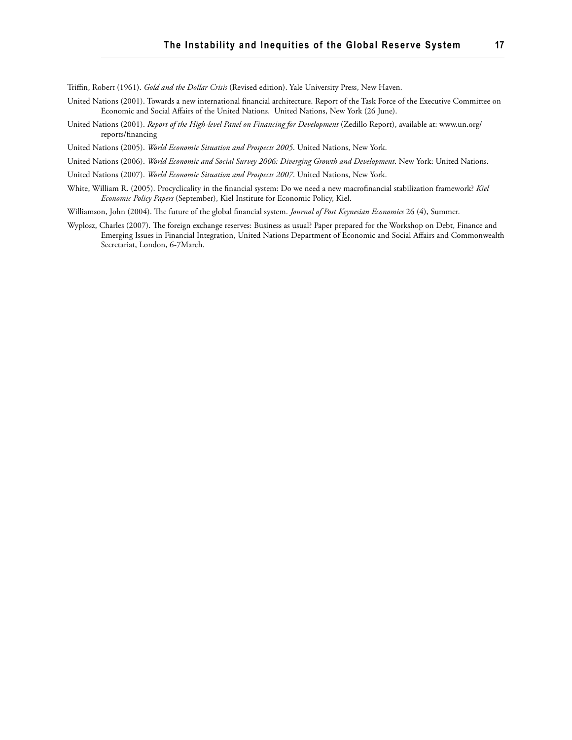Triffin, Robert (1961). *Gold and the Dollar Crisis* (Revised edition). Yale University Press, New Haven.

United Nations (2001). Towards a new international financial architecture. Report of the Task Force of the Executive Committee on Economic and Social Affairs of the United Nations. United Nations, New York (26 June).

United Nations (2001). *Report of the High-level Panel on Financing for Development* (Zedillo Report), available at: www.un.org/reports/financing

United Nations (2005). *World Economic Situation and Prospects 2005*. United Nations, New York.

United Nations (2006). *World Economic and Social Survey 2006: Diverging Growth and Development*. New York: United Nations.

United Nations (2007). *World Economic Situation and Prospects 2007*. United Nations, New York.

White, William R. (2005). Procyclicality in the financial system: Do we need a new macrofinancial stabilization framework? *Kiel Economic Policy Papers* (September), Kiel Institute for Economic Policy, Kiel.

Williamson, John (2004). The future of the global financial system. *Journal of Post Keynesian Economics* 26 (4), Summer.

Wyplosz, Charles (2007). The foreign exchange reserves: Business as usual? Paper prepared for the Workshop on Debt, Finance and Emerging Issues in Financial Integration, United Nations Department of Economic and Social Affairs and Commonwealth Secretariat, London, 6-7March.